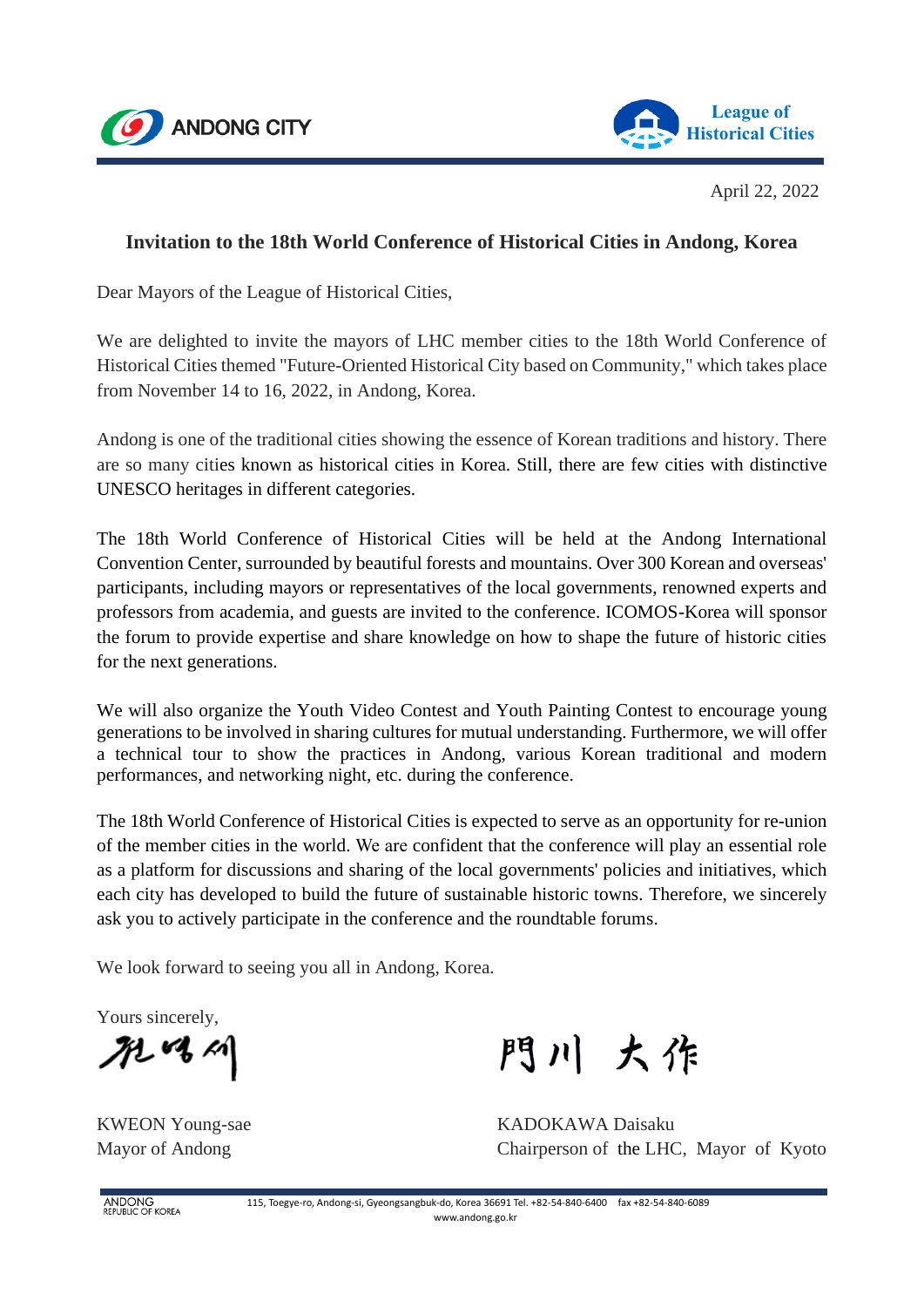ANDONG CITY

League of Historical Cities

April 22, 2022

**Invitation to the 18th World Conference of Historical Cities in Andong, Korea**

Dear Mayors of the League of Historical Cities,

We are delighted to invite the mayors of LHC member cities to the 18th World Conference of Historical Cities themed "Future-Oriented Historical City based on Community," which takes place from November 14 to 16, 2022, in Andong, Korea.

Andong is one of the traditional cities showing the essence of Korean traditions and history. There are so many cities known as historical cities in Korea. Still, there are few cities with distinctive UNESCO heritages in different categories.

The 18th World Conference of Historical Cities will be held at the Andong International Convention Center, surrounded by beautiful forests and mountains. Over 300 Korean and overseas' participants, including mayors or representatives of the local governments, renowned experts and professors from academia, and guests are invited to the conference. ICOMOS-Korea will sponsor the forum to provide expertise and share knowledge on how to shape the future of historic cities for the next generations.

We will also organize the Youth Video Contest and Youth Painting Contest to encourage young generations to be involved in sharing cultures for mutual understanding. Furthermore, we will offer a technical tour to show the practices in Andong, various Korean traditional and modern performances, and networking night, etc. during the conference.

The 18th World Conference of Historical Cities is expected to serve as an opportunity for re-union of the member cities in the world. We are confident that the conference will play an essential role as a platform for discussions and sharing of the local governments' policies and initiatives, which each city has developed to build the future of sustainable historic towns. Therefore, we sincerely ask you to actively participate in the conference and the roundtable forums.

We look forward to seeing you all in Andong, Korea.

Yours sincerely,

권영세　　　　　　門川 大作

KWEON Young-sae
Mayor of Andong

KADOKAWA Daisaku
Chairperson of the LHC, Mayor of Kyoto

ANDONG REPUBLIC OF KOREA　115, Toegye-ro, Andong-si, Gyeongsangbuk-do, Korea 36691 Tel. +82-54-840-6400 fax +82-54-840-6089
www.andong.go.kr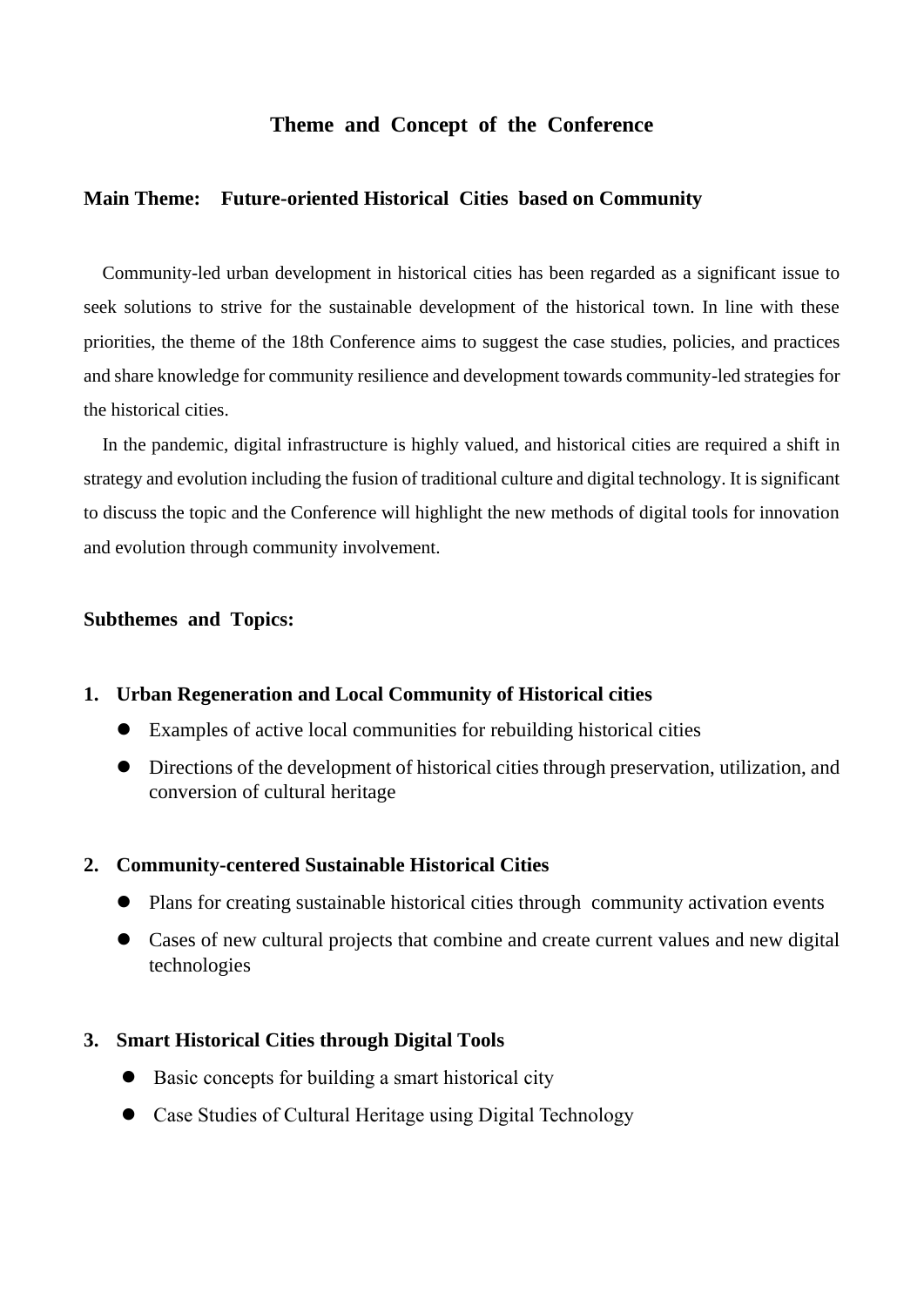# Theme and Concept of the Conference

**Main Theme: Future-oriented Historical Cities based on Community**

Community-led urban development in historical cities has been regarded as a significant issue to seek solutions to strive for the sustainable development of the historical town. In line with these priorities, the theme of the 18th Conference aims to suggest the case studies, policies, and practices and share knowledge for community resilience and development towards community-led strategies for the historical cities.

In the pandemic, digital infrastructure is highly valued, and historical cities are required a shift in strategy and evolution including the fusion of traditional culture and digital technology. It is significant to discuss the topic and the Conference will highlight the new methods of digital tools for innovation and evolution through community involvement.

**Subthemes and Topics:**

1. **Urban Regeneration and Local Community of Historical cities**
   - Examples of active local communities for rebuilding historical cities
   - Directions of the development of historical cities through preservation, utilization, and conversion of cultural heritage

2. **Community-centered Sustainable Historical Cities**
   - Plans for creating sustainable historical cities through community activation events
   - Cases of new cultural projects that combine and create current values and new digital technologies

3. **Smart Historical Cities through Digital Tools**
   - Basic concepts for building a smart historical city
   - Case Studies of Cultural Heritage using Digital Technology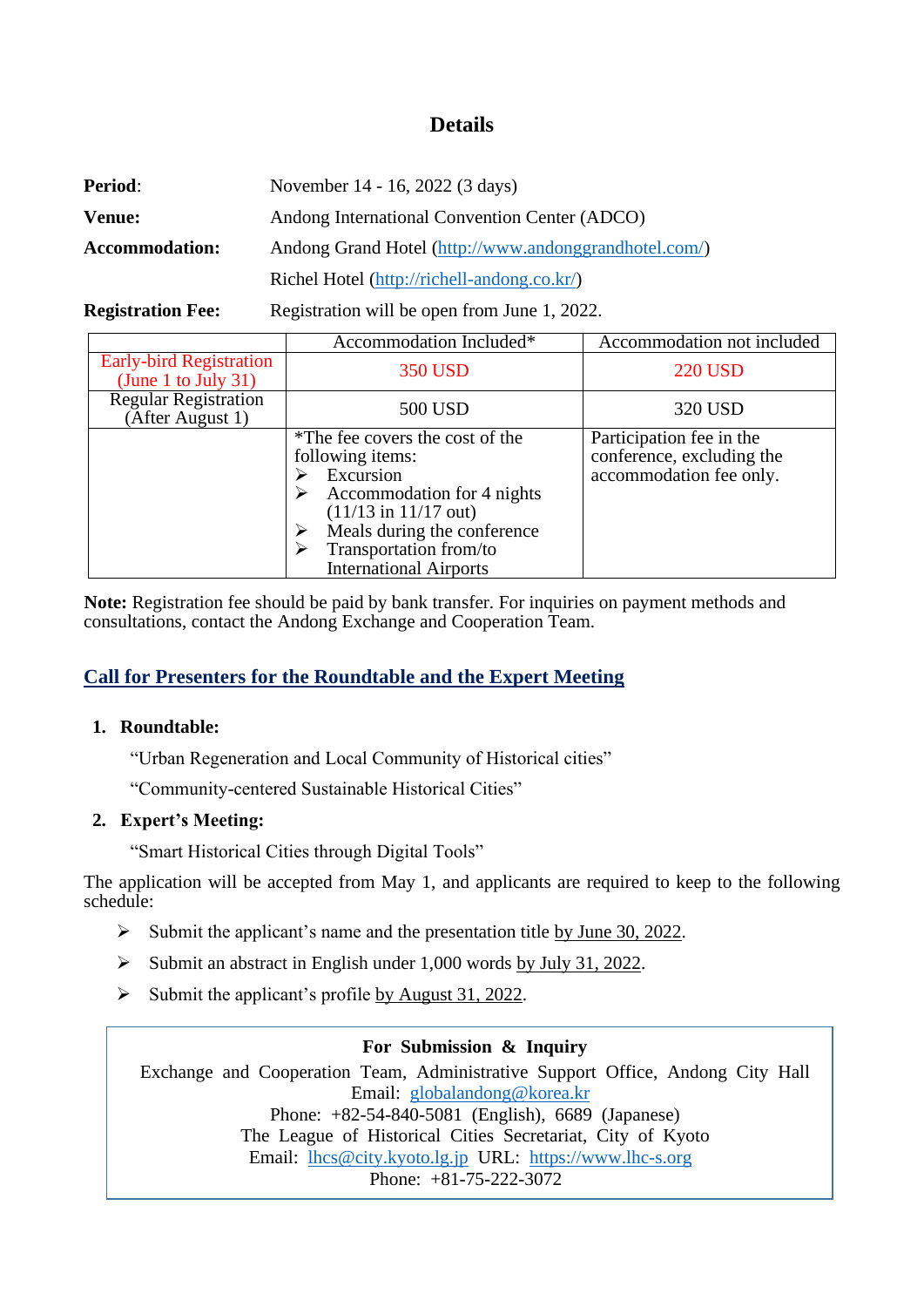## Details

**Period**: November 14 - 16, 2022 (3 days)

**Venue:** Andong International Convention Center (ADCO)

**Accommodation:** Andong Grand Hotel (http://www.andonggrandhotel.com/)

Richel Hotel (http://richell-andong.co.kr/)

**Registration Fee:** Registration will be open from June 1, 2022.

| | Accommodation Included* | Accommodation not included |
|---|---|---|
| Early-bird Registration (June 1 to July 31) | 350 USD | 220 USD |
| Regular Registration (After August 1) | 500 USD | 320 USD |
| | *The fee covers the cost of the following items:<br>➢ Excursion<br>➢ Accommodation for 4 nights (11/13 in 11/17 out)<br>➢ Meals during the conference<br>➢ Transportation from/to International Airports | Participation fee in the conference, excluding the accommodation fee only. |

**Note:** Registration fee should be paid by bank transfer. For inquiries on payment methods and consultations, contact the Andong Exchange and Cooperation Team.

## Call for Presenters for the Roundtable and the Expert Meeting

1. **Roundtable:**

   "Urban Regeneration and Local Community of Historical cities"

   "Community-centered Sustainable Historical Cities"

2. **Expert's Meeting:**

   "Smart Historical Cities through Digital Tools"

The application will be accepted from May 1, and applicants are required to keep to the following schedule:

- Submit the applicant's name and the presentation title by June 30, 2022.
- Submit an abstract in English under 1,000 words by July 31, 2022.
- Submit the applicant's profile by August 31, 2022.

**For Submission & Inquiry**

Exchange and Cooperation Team, Administrative Support Office, Andong City Hall
Email: globalandong@korea.kr
Phone: +82-54-840-5081 (English), 6689 (Japanese)
The League of Historical Cities Secretariat, City of Kyoto
Email: lhcs@city.kyoto.lg.jp URL: https://www.lhc-s.org
Phone: +81-75-222-3072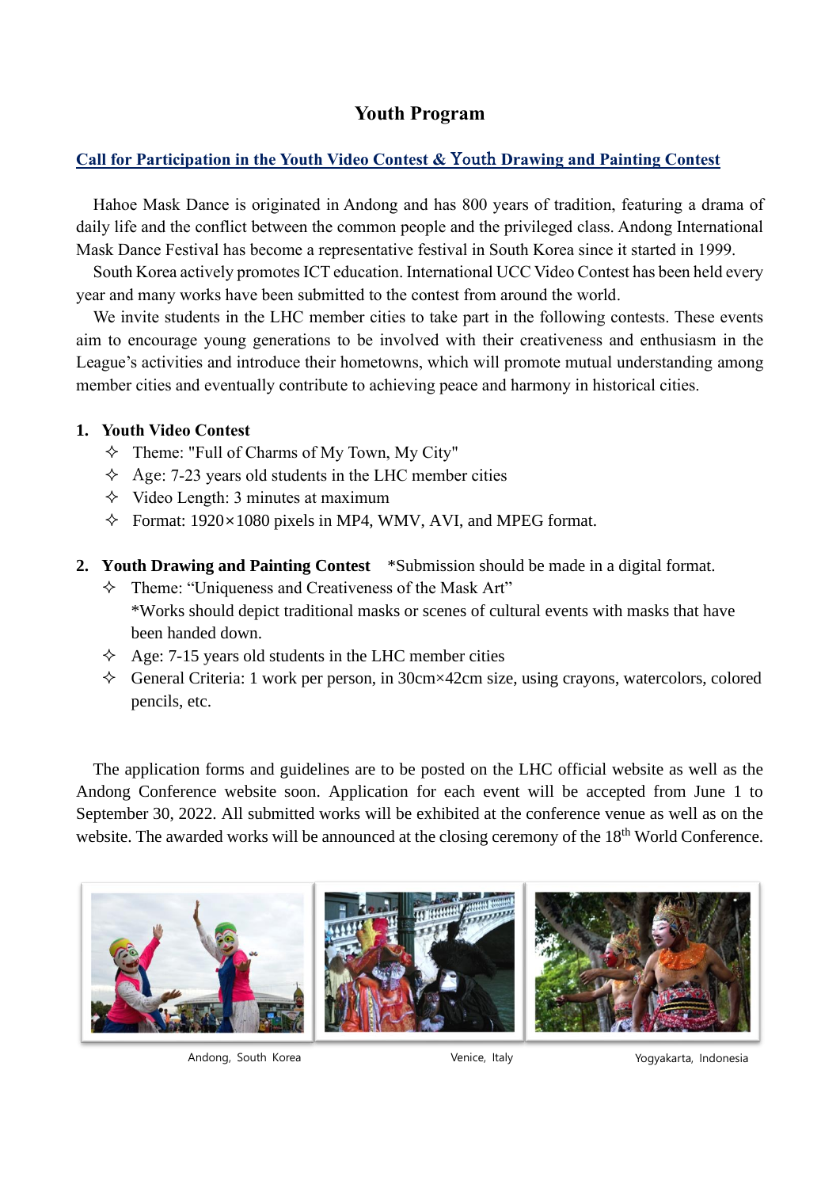# Youth Program

## Call for Participation in the Youth Video Contest & Youth Drawing and Painting Contest

Hahoe Mask Dance is originated in Andong and has 800 years of tradition, featuring a drama of daily life and the conflict between the common people and the privileged class. Andong International Mask Dance Festival has become a representative festival in South Korea since it started in 1999.

South Korea actively promotes ICT education. International UCC Video Contest has been held every year and many works have been submitted to the contest from around the world.

We invite students in the LHC member cities to take part in the following contests. These events aim to encourage young generations to be involved with their creativeness and enthusiasm in the League's activities and introduce their hometowns, which will promote mutual understanding among member cities and eventually contribute to achieving peace and harmony in historical cities.

**1. Youth Video Contest**

- ✧ Theme: "Full of Charms of My Town, My City"
- ✧ Age: 7-23 years old students in the LHC member cities
- ✧ Video Length: 3 minutes at maximum
- ✧ Format: 1920×1080 pixels in MP4, WMV, AVI, and MPEG format.

**2. Youth Drawing and Painting Contest** *Submission should be made in a digital format.

- ✧ Theme: "Uniqueness and Creativeness of the Mask Art"
  *Works should depict traditional masks or scenes of cultural events with masks that have been handed down.
- ✧ Age: 7-15 years old students in the LHC member cities
- ✧ General Criteria: 1 work per person, in 30cm×42cm size, using crayons, watercolors, colored pencils, etc.

The application forms and guidelines are to be posted on the LHC official website as well as the Andong Conference website soon. Application for each event will be accepted from June 1 to September 30, 2022. All submitted works will be exhibited at the conference venue as well as on the website. The awarded works will be announced at the closing ceremony of the 18th World Conference.

Andong, South Korea　　　　Venice, Italy　　　　Yogyakarta, Indonesia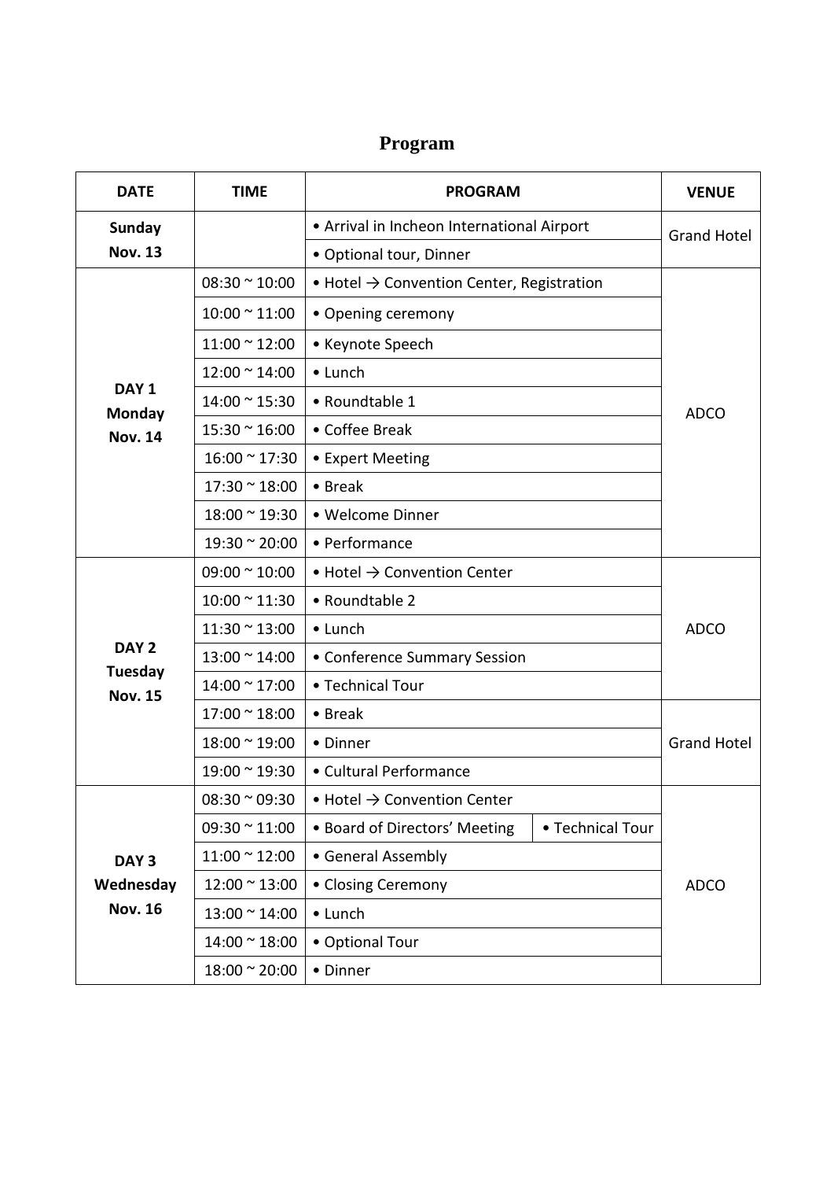# Program

| DATE | TIME | PROGRAM | | VENUE |
|---|---|---|---|---|
| Sunday Nov. 13 | | • Arrival in Incheon International Airport | | Grand Hotel |
| | | • Optional tour, Dinner | | |
| DAY 1 Monday Nov. 14 | 08:30 ~ 10:00 | • Hotel → Convention Center, Registration | | ADCO |
| | 10:00 ~ 11:00 | • Opening ceremony | | |
| | 11:00 ~ 12:00 | • Keynote Speech | | |
| | 12:00 ~ 14:00 | • Lunch | | |
| | 14:00 ~ 15:30 | • Roundtable 1 | | |
| | 15:30 ~ 16:00 | • Coffee Break | | |
| | 16:00 ~ 17:30 | • Expert Meeting | | |
| | 17:30 ~ 18:00 | • Break | | |
| | 18:00 ~ 19:30 | • Welcome Dinner | | |
| | 19:30 ~ 20:00 | • Performance | | |
| DAY 2 Tuesday Nov. 15 | 09:00 ~ 10:00 | • Hotel → Convention Center | | ADCO |
| | 10:00 ~ 11:30 | • Roundtable 2 | | |
| | 11:30 ~ 13:00 | • Lunch | | |
| | 13:00 ~ 14:00 | • Conference Summary Session | | |
| | 14:00 ~ 17:00 | • Technical Tour | | |
| | 17:00 ~ 18:00 | • Break | | Grand Hotel |
| | 18:00 ~ 19:00 | • Dinner | | |
| | 19:00 ~ 19:30 | • Cultural Performance | | |
| DAY 3 Wednesday Nov. 16 | 08:30 ~ 09:30 | • Hotel → Convention Center | | ADCO |
| | 09:30 ~ 11:00 | • Board of Directors' Meeting | • Technical Tour | |
| | 11:00 ~ 12:00 | • General Assembly | | |
| | 12:00 ~ 13:00 | • Closing Ceremony | | |
| | 13:00 ~ 14:00 | • Lunch | | |
| | 14:00 ~ 18:00 | • Optional Tour | | |
| | 18:00 ~ 20:00 | • Dinner | | |